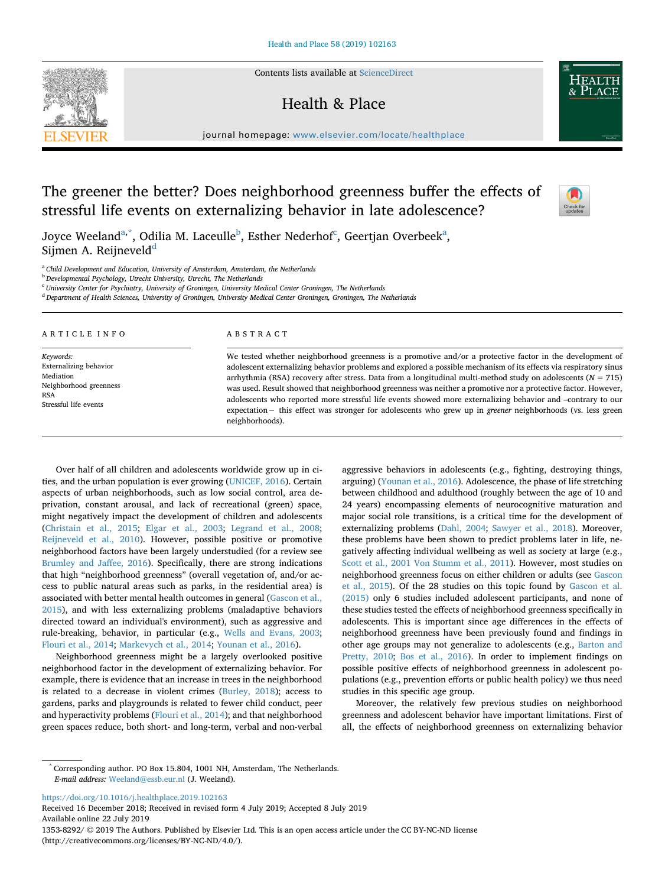# The greener the better? Does neighborhood greenness buffer the effects of stressful life events on externalizing behavior in late adolescence?

Joyce Weeland[a,*], Odilia M. Laceulle[b], Esther Nederhof[c], Geertjan Overbeek[a], Sijmen A. Reijneveld[d]

[a] Child Development and Education, University of Amsterdam, Amsterdam, the Netherlands
[b] Developmental Psychology, Utrecht University, Utrecht, The Netherlands
[c] University Center for Psychiatry, University of Groningen, University Medical Center Groningen, The Netherlands
[d] Department of Health Sciences, University of Groningen, University Medical Center Groningen, Groningen, The Netherlands

## ARTICLE INFO

*Keywords:*
Externalizing behavior
Mediation
Neighborhood greenness
RSA
Stressful life events

## ABSTRACT

We tested whether neighborhood greenness is a promotive and/or a protective factor in the development of adolescent externalizing behavior problems and explored a possible mechanism of its effects via respiratory sinus arrhythmia (RSA) recovery after stress. Data from a longitudinal multi-method study on adolescents ($N = 715$) was used. Result showed that neighborhood greenness was neither a promotive nor a protective factor. However, adolescents who reported more stressful life events showed more externalizing behavior and –contrary to our expectation– this effect was stronger for adolescents who grew up in *greener* neighborhoods (vs. less green neighborhoods).

Over half of all children and adolescents worldwide grow up in cities, and the urban population is ever growing (UNICEF, 2016). Certain aspects of urban neighborhoods, such as low social control, area deprivation, constant arousal, and lack of recreational (green) space, might negatively impact the development of children and adolescents (Christain et al., 2015; Elgar et al., 2003; Legrand et al., 2008; Reijneveld et al., 2010). However, possible positive or promotive neighborhood factors have been largely understudied (for a review see Brumley and Jaffee, 2016). Specifically, there are strong indications that high "neighborhood greenness" (overall vegetation of, and/or access to public natural areas such as parks, in the residential area) is associated with better mental health outcomes in general (Gascon et al., 2015), and with less externalizing problems (maladaptive behaviors directed toward an individual's environment), such as aggressive and rule-breaking, behavior, in particular (e.g., Wells and Evans, 2003; Flouri et al., 2014; Markevych et al., 2014; Younan et al., 2016).

Neighborhood greenness might be a largely overlooked positive neighborhood factor in the development of externalizing behavior. For example, there is evidence that an increase in trees in the neighborhood is related to a decrease in violent crimes (Burley, 2018); access to gardens, parks and playgrounds is related to fewer child conduct, peer and hyperactivity problems (Flouri et al., 2014); and that neighborhood green spaces reduce, both short- and long-term, verbal and non-verbal aggressive behaviors in adolescents (e.g., fighting, destroying things, arguing) (Younan et al., 2016). Adolescence, the phase of life stretching between childhood and adulthood (roughly between the age of 10 and 24 years) encompassing elements of neurocognitive maturation and major social role transitions, is a critical time for the development of externalizing problems (Dahl, 2004; Sawyer et al., 2018). Moreover, these problems have been shown to predict problems later in life, negatively affecting individual wellbeing as well as society at large (e.g., Scott et al., 2001 Von Stumm et al., 2011). However, most studies on neighborhood greenness focus on either children or adults (see Gascon et al., 2015). Of the 28 studies on this topic found by Gascon et al. (2015) only 6 studies included adolescent participants, and none of these studies tested the effects of neighborhood greenness specifically in adolescents. This is important since age differences in the effects of neighborhood greenness have been previously found and findings in other age groups may not generalize to adolescents (e.g., Barton and Pretty, 2010; Bos et al., 2016). In order to implement findings on possible positive effects of neighborhood greenness in adolescent populations (e.g., prevention efforts or public health policy) we thus need studies in this specific age group.

Moreover, the relatively few previous studies on neighborhood greenness and adolescent behavior have important limitations. First of all, the effects of neighborhood greenness on externalizing behavior

* Corresponding author. PO Box 15.804, 1001 NH, Amsterdam, The Netherlands.
*E-mail address:* Weeland@essb.eur.nl (J. Weeland).

https://doi.org/10.1016/j.healthplace.2019.102163
Received 16 December 2018; Received in revised form 4 July 2019; Accepted 8 July 2019
Available online 22 July 2019
1353-8292/ © 2019 The Authors. Published by Elsevier Ltd. This is an open access article under the CC BY-NC-ND license (http://creativecommons.org/licenses/BY-NC-ND/4.0/).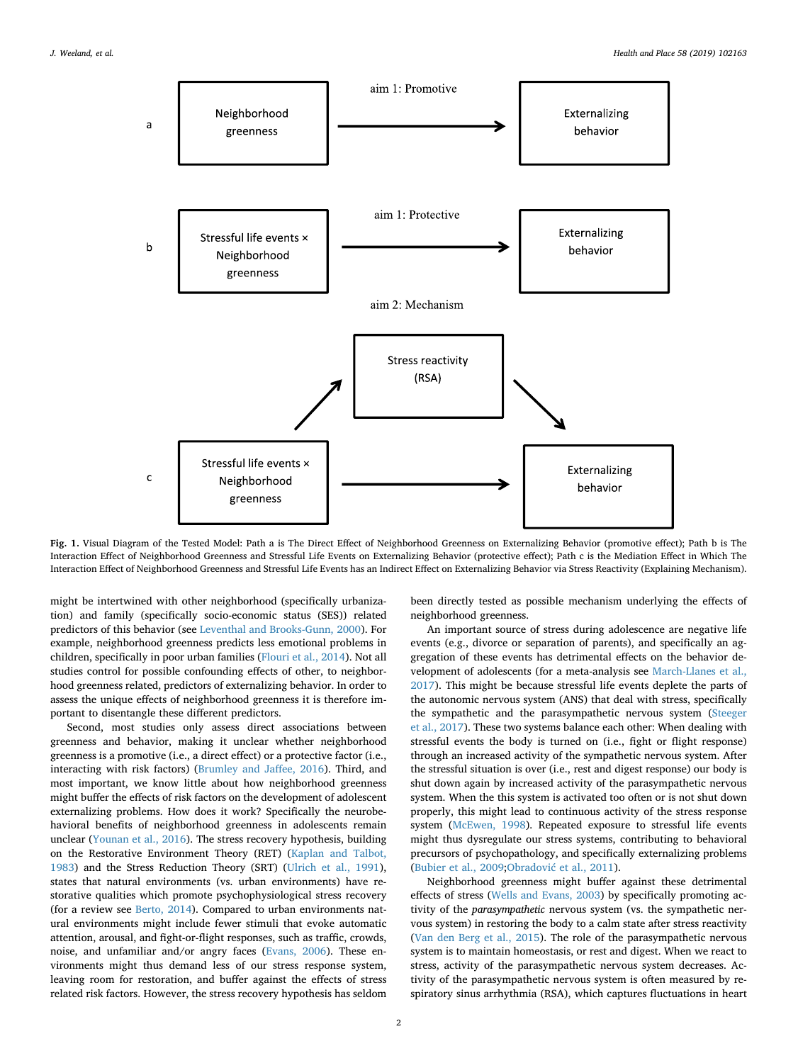**Fig. 1.** Visual Diagram of the Tested Model: Path a is The Direct Effect of Neighborhood Greenness on Externalizing Behavior (promotive effect); Path b is The Interaction Effect of Neighborhood Greenness and Stressful Life Events on Externalizing Behavior (protective effect); Path c is the Mediation Effect in Which The Interaction Effect of Neighborhood Greenness and Stressful Life Events has an Indirect Effect on Externalizing Behavior via Stress Reactivity (Explaining Mechanism).

might be intertwined with other neighborhood (specifically urbanization) and family (specifically socio-economic status (SES)) related predictors of this behavior (see Leventhal and Brooks-Gunn, 2000). For example, neighborhood greenness predicts less emotional problems in children, specifically in poor urban families (Flouri et al., 2014). Not all studies control for possible confounding effects of other, to neighborhood greenness related, predictors of externalizing behavior. In order to assess the unique effects of neighborhood greenness it is therefore important to disentangle these different predictors.

Second, most studies only assess direct associations between greenness and behavior, making it unclear whether neighborhood greenness is a promotive (i.e., a direct effect) or a protective factor (i.e., interacting with risk factors) (Brumley and Jaffee, 2016). Third, and most important, we know little about how neighborhood greenness might buffer the effects of risk factors on the development of adolescent externalizing problems. How does it work? Specifically the neurobehavioral benefits of neighborhood greenness in adolescents remain unclear (Younan et al., 2016). The stress recovery hypothesis, building on the Restorative Environment Theory (RET) (Kaplan and Talbot, 1983) and the Stress Reduction Theory (SRT) (Ulrich et al., 1991), states that natural environments (vs. urban environments) have restorative qualities which promote psychophysiological stress recovery (for a review see Berto, 2014). Compared to urban environments natural environments might include fewer stimuli that evoke automatic attention, arousal, and fight-or-flight responses, such as traffic, crowds, noise, and unfamiliar and/or angry faces (Evans, 2006). These environments might thus demand less of our stress response system, leaving room for restoration, and buffer against the effects of stress related risk factors. However, the stress recovery hypothesis has seldom been directly tested as possible mechanism underlying the effects of neighborhood greenness.

An important source of stress during adolescence are negative life events (e.g., divorce or separation of parents), and specifically an aggregation of these events has detrimental effects on the behavior development of adolescents (for a meta-analysis see March-Llanes et al., 2017). This might be because stressful life events deplete the parts of the autonomic nervous system (ANS) that deal with stress, specifically the sympathetic and the parasympathetic nervous system (Steeger et al., 2017). These two systems balance each other: When dealing with stressful events the body is turned on (i.e., fight or flight response) through an increased activity of the sympathetic nervous system. After the stressful situation is over (i.e., rest and digest response) our body is shut down again by increased activity of the parasympathetic nervous system. When the this system is activated too often or is not shut down properly, this might lead to continuous activity of the stress response system (McEwen, 1998). Repeated exposure to stressful life events might thus dysregulate our stress systems, contributing to behavioral precursors of psychopathology, and specifically externalizing problems (Bubier et al., 2009;Obradović et al., 2011).

Neighborhood greenness might buffer against these detrimental effects of stress (Wells and Evans, 2003) by specifically promoting activity of the *parasympathetic* nervous system (vs. the sympathetic nervous system) in restoring the body to a calm state after stress reactivity (Van den Berg et al., 2015). The role of the parasympathetic nervous system is to maintain homeostasis, or rest and digest. When we react to stress, activity of the parasympathetic nervous system decreases. Activity of the parasympathetic nervous system is often measured by respiratory sinus arrhythmia (RSA), which captures fluctuations in heart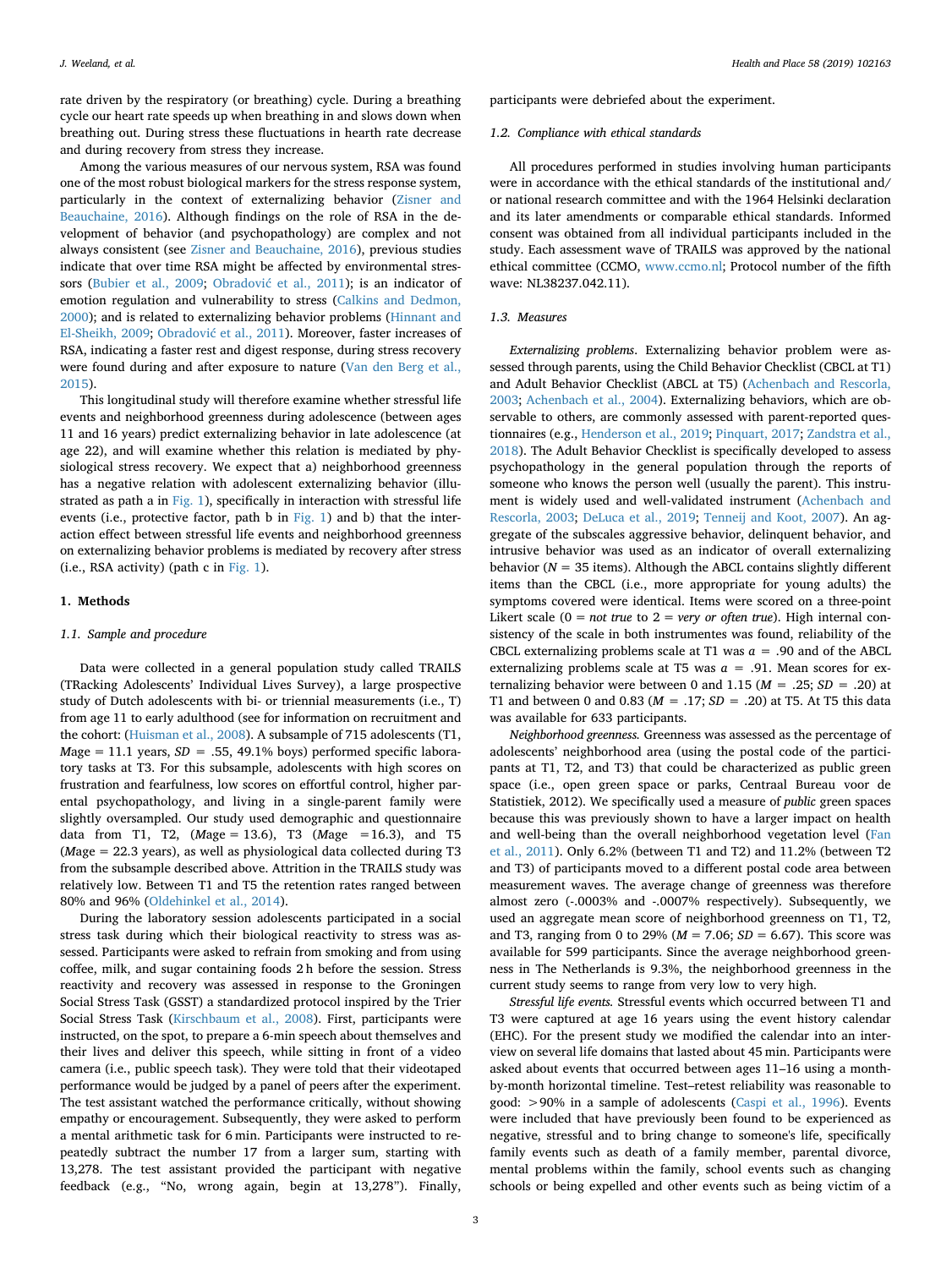rate driven by the respiratory (or breathing) cycle. During a breathing cycle our heart rate speeds up when breathing in and slows down when breathing out. During stress these fluctuations in hearth rate decrease and during recovery from stress they increase.

Among the various measures of our nervous system, RSA was found one of the most robust biological markers for the stress response system, particularly in the context of externalizing behavior (Zisner and Beauchaine, 2016). Although findings on the role of RSA in the development of behavior (and psychopathology) are complex and not always consistent (see Zisner and Beauchaine, 2016), previous studies indicate that over time RSA might be affected by environmental stressors (Bubier et al., 2009; Obradović et al., 2011); is an indicator of emotion regulation and vulnerability to stress (Calkins and Dedmon, 2000); and is related to externalizing behavior problems (Hinnant and El-Sheikh, 2009; Obradović et al., 2011). Moreover, faster increases of RSA, indicating a faster rest and digest response, during stress recovery were found during and after exposure to nature (Van den Berg et al., 2015).

This longitudinal study will therefore examine whether stressful life events and neighborhood greenness during adolescence (between ages 11 and 16 years) predict externalizing behavior in late adolescence (at age 22), and will examine whether this relation is mediated by physiological stress recovery. We expect that a) neighborhood greenness has a negative relation with adolescent externalizing behavior (illustrated as path a in Fig. 1), specifically in interaction with stressful life events (i.e., protective factor, path b in Fig. 1) and b) that the interaction effect between stressful life events and neighborhood greenness on externalizing behavior problems is mediated by recovery after stress (i.e., RSA activity) (path c in Fig. 1).

# 1. Methods

## 1.1. Sample and procedure

Data were collected in a general population study called TRAILS (TRacking Adolescents' Individual Lives Survey), a large prospective study of Dutch adolescents with bi- or triennial measurements (i.e., T) from age 11 to early adulthood (see for information on recruitment and the cohort: (Huisman et al., 2008). A subsample of 715 adolescents (T1, *M*age = 11.1 years, *SD* = .55, 49.1% boys) performed specific laboratory tasks at T3. For this subsample, adolescents with high scores on frustration and fearfulness, low scores on effortful control, higher parental psychopathology, and living in a single-parent family were slightly oversampled. Our study used demographic and questionnaire data from T1, T2, (*M*age = 13.6), T3 (*M*age =16.3), and T5 (*M*age = 22.3 years), as well as physiological data collected during T3 from the subsample described above. Attrition in the TRAILS study was relatively low. Between T1 and T5 the retention rates ranged between 80% and 96% (Oldehinkel et al., 2014).

During the laboratory session adolescents participated in a social stress task during which their biological reactivity to stress was assessed. Participants were asked to refrain from smoking and from using coffee, milk, and sugar containing foods 2 h before the session. Stress reactivity and recovery was assessed in response to the Groningen Social Stress Task (GSST) a standardized protocol inspired by the Trier Social Stress Task (Kirschbaum et al., 2008). First, participants were instructed, on the spot, to prepare a 6-min speech about themselves and their lives and deliver this speech, while sitting in front of a video camera (i.e., public speech task). They were told that their videotaped performance would be judged by a panel of peers after the experiment. The test assistant watched the performance critically, without showing empathy or encouragement. Subsequently, they were asked to perform a mental arithmetic task for 6 min. Participants were instructed to repeatedly subtract the number 17 from a larger sum, starting with 13,278. The test assistant provided the participant with negative feedback (e.g., "No, wrong again, begin at 13,278"). Finally, participants were debriefed about the experiment.

## 1.2. Compliance with ethical standards

All procedures performed in studies involving human participants were in accordance with the ethical standards of the institutional and/or national research committee and with the 1964 Helsinki declaration and its later amendments or comparable ethical standards. Informed consent was obtained from all individual participants included in the study. Each assessment wave of TRAILS was approved by the national ethical committee (CCMO, www.ccmo.nl; Protocol number of the fifth wave: NL38237.042.11).

## 1.3. Measures

*Externalizing problems*. Externalizing behavior problem were assessed through parents, using the Child Behavior Checklist (CBCL at T1) and Adult Behavior Checklist (ABCL at T5) (Achenbach and Rescorla, 2003; Achenbach et al., 2004). Externalizing behaviors, which are observable to others, are commonly assessed with parent-reported questionnaires (e.g., Henderson et al., 2019; Pinquart, 2017; Zandstra et al., 2018). The Adult Behavior Checklist is specifically developed to assess psychopathology in the general population through the reports of someone who knows the person well (usually the parent). This instrument is widely used and well-validated instrument (Achenbach and Rescorla, 2003; DeLuca et al., 2019; Tenneij and Koot, 2007). An aggregate of the subscales aggressive behavior, delinquent behavior, and intrusive behavior was used as an indicator of overall externalizing behavior (*N* = 35 items). Although the ABCL contains slightly different items than the CBCL (i.e., more appropriate for young adults) the symptoms covered were identical. Items were scored on a three-point Likert scale (0 = *not true* to 2 = *very or often true*). High internal consistency of the scale in both instrumentes was found, reliability of the CBCL externalizing problems scale at T1 was $\alpha$ = .90 and of the ABCL externalizing problems scale at T5 was $\alpha$ = .91. Mean scores for externalizing behavior were between 0 and 1.15 (*M* = .25; *SD* = .20) at T1 and between 0 and 0.83 (*M* = .17; *SD* = .20) at T5. At T5 this data was available for 633 participants.

*Neighborhood greenness*. Greenness was assessed as the percentage of adolescents' neighborhood area (using the postal code of the participants at T1, T2, and T3) that could be characterized as public green space (i.e., open green space or parks, Centraal Bureau voor de Statistiek, 2012). We specifically used a measure of *public* green spaces because this was previously shown to have a larger impact on health and well-being than the overall neighborhood vegetation level (Fan et al., 2011). Only 6.2% (between T1 and T2) and 11.2% (between T2 and T3) of participants moved to a different postal code area between measurement waves. The average change of greenness was therefore almost zero (-.0003% and -.0007% respectively). Subsequently, we used an aggregate mean score of neighborhood greenness on T1, T2, and T3, ranging from 0 to 29% (*M* = 7.06; *SD* = 6.67). This score was available for 599 participants. Since the average neighborhood greenness in The Netherlands is 9.3%, the neighborhood greenness in the current study seems to range from very low to very high.

*Stressful life events*. Stressful events which occurred between T1 and T3 were captured at age 16 years using the event history calendar (EHC). For the present study we modified the calendar into an interview on several life domains that lasted about 45 min. Participants were asked about events that occurred between ages 11–16 using a month-by-month horizontal timeline. Test–retest reliability was reasonable to good: >90% in a sample of adolescents (Caspi et al., 1996). Events were included that have previously been found to be experienced as negative, stressful and to bring change to someone's life, specifically family events such as death of a family member, parental divorce, mental problems within the family, school events such as changing schools or being expelled and other events such as being victim of a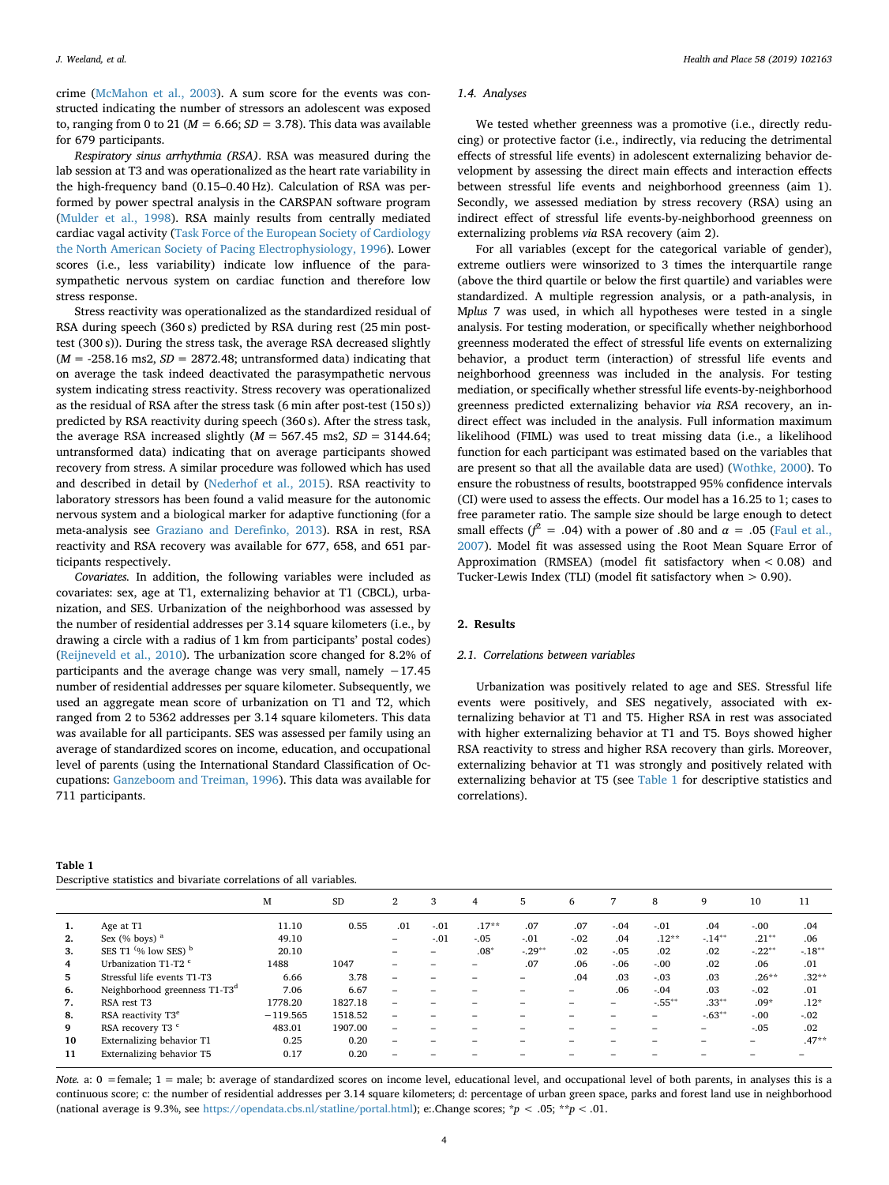crime (McMahon et al., 2003). A sum score for the events was constructed indicating the number of stressors an adolescent was exposed to, ranging from 0 to 21 ($M = 6.66$; $SD = 3.78$). This data was available for 679 participants.

*Respiratory sinus arrhythmia (RSA)*. RSA was measured during the lab session at T3 and was operationalized as the heart rate variability in the high-frequency band (0.15–0.40 Hz). Calculation of RSA was performed by power spectral analysis in the CARSPAN software program (Mulder et al., 1998). RSA mainly results from centrally mediated cardiac vagal activity (Task Force of the European Society of Cardiology the North American Society of Pacing Electrophysiology, 1996). Lower scores (i.e., less variability) indicate low influence of the parasympathetic nervous system on cardiac function and therefore low stress response.

Stress reactivity was operationalized as the standardized residual of RSA during speech (360 s) predicted by RSA during rest (25 min post-test (300 s)). During the stress task, the average RSA decreased slightly ($M$ = -258.16 ms2, $SD$ = 2872.48; untransformed data) indicating that on average the task indeed deactivated the parasympathetic nervous system indicating stress reactivity. Stress recovery was operationalized as the residual of RSA after the stress task (6 min after post-test (150 s)) predicted by RSA reactivity during speech (360 s). After the stress task, the average RSA increased slightly ($M$ = 567.45 ms2, $SD$ = 3144.64; untransformed data) indicating that on average participants showed recovery from stress. A similar procedure was followed which has used and described in detail by (Nederhof et al., 2015). RSA reactivity to laboratory stressors has been found a valid measure for the autonomic nervous system and a biological marker for adaptive functioning (for a meta-analysis see Graziano and Derefinko, 2013). RSA in rest, RSA reactivity and RSA recovery was available for 677, 658, and 651 participants respectively.

*Covariates.* In addition, the following variables were included as covariates: sex, age at T1, externalizing behavior at T1 (CBCL), urbanization, and SES. Urbanization of the neighborhood was assessed by the number of residential addresses per 3.14 square kilometers (i.e., by drawing a circle with a radius of 1 km from participants' postal codes) (Reijneveld et al., 2010). The urbanization score changed for 8.2% of participants and the average change was very small, namely −17.45 number of residential addresses per square kilometer. Subsequently, we used an aggregate mean score of urbanization on T1 and T2, which ranged from 2 to 5362 addresses per 3.14 square kilometers. This data was available for all participants. SES was assessed per family using an average of standardized scores on income, education, and occupational level of parents (using the International Standard Classification of Occupations: Ganzeboom and Treiman, 1996). This data was available for 711 participants.

### 1.4. Analyses

We tested whether greenness was a promotive (i.e., directly reducing) or protective factor (i.e., indirectly, via reducing the detrimental effects of stressful life events) in adolescent externalizing behavior development by assessing the direct main effects and interaction effects between stressful life events and neighborhood greenness (aim 1). Secondly, we assessed mediation by stress recovery (RSA) using an indirect effect of stressful life events-by-neighborhood greenness on externalizing problems *via* RSA recovery (aim 2).

For all variables (except for the categorical variable of gender), extreme outliers were winsorized to 3 times the interquartile range (above the third quartile or below the first quartile) and variables were standardized. A multiple regression analysis, or a path-analysis, in *Mplus* 7 was used, in which all hypotheses were tested in a single analysis. For testing moderation, or specifically whether neighborhood greenness moderated the effect of stressful life events on externalizing behavior, a product term (interaction) of stressful life events and neighborhood greenness was included in the analysis. For testing mediation, or specifically whether stressful life events-by-neighborhood greenness predicted externalizing behavior *via RSA* recovery, an indirect effect was included in the analysis. Full information maximum likelihood (FIML) was used to treat missing data (i.e., a likelihood function for each participant was estimated based on the variables that are present so that all the available data are used) (Wothke, 2000). To ensure the robustness of results, bootstrapped 95% confidence intervals (CI) were used to assess the effects. Our model has a 16.25 to 1; cases to free parameter ratio. The sample size should be large enough to detect small effects ($f^2 = .04$) with a power of .80 and $\alpha = .05$ (Faul et al., 2007). Model fit was assessed using the Root Mean Square Error of Approximation (RMSEA) (model fit satisfactory when < 0.08) and Tucker-Lewis Index (TLI) (model fit satisfactory when > 0.90).

## 2. Results

### 2.1. Correlations between variables

Urbanization was positively related to age and SES. Stressful life events were positively, and SES negatively, associated with externalizing behavior at T1 and T5. Higher RSA in rest was associated with higher externalizing behavior at T1 and T5. Boys showed higher RSA reactivity to stress and higher RSA recovery than girls. Moreover, externalizing behavior at T1 was strongly and positively related with externalizing behavior at T5 (see Table 1 for descriptive statistics and correlations).

**Table 1**
Descriptive statistics and bivariate correlations of all variables.

| | | M | SD | 2 | 3 | 4 | 5 | 6 | 7 | 8 | 9 | 10 | 11 |
|---|---|---|---|---|---|---|---|---|---|---|---|---|---|
| 1. | Age at T1 | 11.10 | 0.55 | .01 | -.01 | .17** | .07 | .07 | -.04 | -.01 | .04 | -.00 | .04 |
| 2. | Sex (% boys) [a] | 49.10 | | – | -.01 | -.05 | -.01 | -.02 | .04 | .12** | -.14** | .21** | .06 |
| 3. | SES T1 (% low SES) [b] | 20.10 | | – | – | .08* | -.29** | .02 | -.05 | .02 | .02 | -.22** | -.18** |
| 4 | Urbanization T1-T2 [c] | 1488 | 1047 | – | – | – | .07 | .06 | -.06 | -.00 | .02 | .06 | .01 |
| 5 | Stressful life events T1-T3 | 6.66 | 3.78 | – | – | – | – | .04 | .03 | -.03 | .03 | .26** | .32** |
| 6. | Neighborhood greenness T1-T3[d] | 7.06 | 6.67 | – | – | – | – | – | .06 | -.04 | .03 | -.02 | .01 |
| 7. | RSA rest T3 | 1778.20 | 1827.18 | – | – | – | – | – | – | -.55** | .33** | .09* | .12* |
| 8. | RSA reactivity T3[e] | −119.565 | 1518.52 | – | – | – | – | – | – | – | -.63** | -.00 | -.02 |
| 9 | RSA recovery T3 [c] | 483.01 | 1907.00 | – | – | – | – | – | – | – | – | -.05 | .02 |
| 10 | Externalizing behavior T1 | 0.25 | 0.20 | – | – | – | – | – | – | – | – | – | .47** |
| 11 | Externalizing behavior T5 | 0.17 | 0.20 | – | – | – | – | – | – | – | – | – | – |

*Note.* a: 0 = female; 1 = male; b: average of standardized scores on income level, educational level, and occupational level of both parents, in analyses this is a continuous score; c: the number of residential addresses per 3.14 square kilometers; d: percentage of urban green space, parks and forest land use in neighborhood (national average is 9.3%, see https://opendata.cbs.nl/statline/portal.html); e:.Change scores; *$p < .05$; **$p < .01$.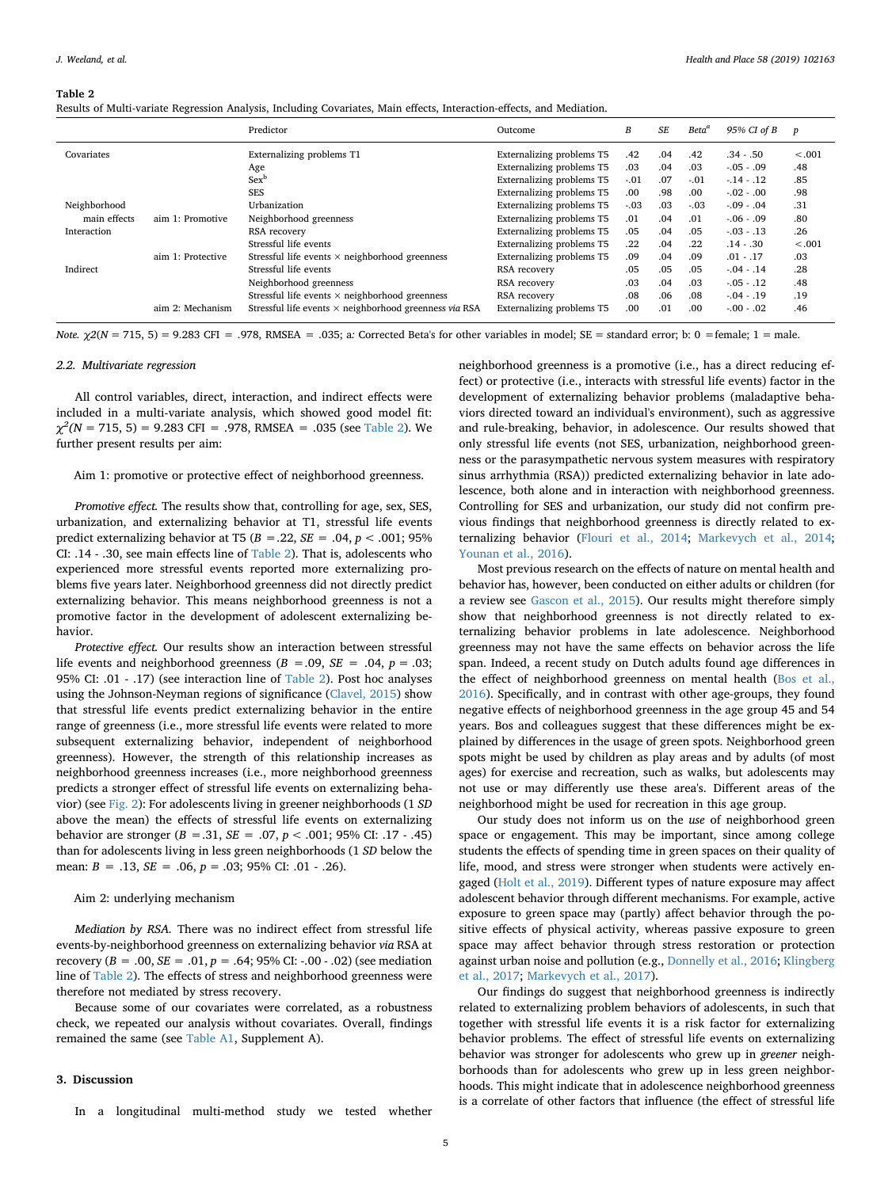**Table 2**
Results of Multi-variate Regression Analysis, Including Covariates, Main effects, Interaction-effects, and Mediation.

| | | Predictor | Outcome | *B* | *SE* | *Beta*[a] | 95% CI of B | *p* |
|---|---|---|---|---|---|---|---|---|
| Covariates | | Externalizing problems T1 | Externalizing problems T5 | .42 | .04 | .42 | .34 - .50 | <.001 |
| | | Age | Externalizing problems T5 | .03 | .04 | .03 | -.05 - .09 | .48 |
| | | Sex[b] | Externalizing problems T5 | -.01 | .07 | -.01 | -.14 - .12 | .85 |
| | | SES | Externalizing problems T5 | .00 | .98 | .00 | -.02 - .00 | .98 |
| Neighborhood | | Urbanization | Externalizing problems T5 | -.03 | .03 | -.03 | -.09 - .04 | .31 |
| main effects | aim 1: Promotive | Neighborhood greenness | Externalizing problems T5 | .01 | .04 | .01 | -.06 - .09 | .80 |
| Interaction | | RSA recovery | Externalizing problems T5 | .05 | .04 | .05 | -.03 - .13 | .26 |
| | | Stressful life events | Externalizing problems T5 | .22 | .04 | .22 | .14 - .30 | <.001 |
| | aim 1: Protective | Stressful life events × neighborhood greenness | Externalizing problems T5 | .09 | .04 | .09 | .01 - .17 | .03 |
| Indirect | | Stressful life events | RSA recovery | .05 | .05 | .05 | -.04 - .14 | .28 |
| | | Neighborhood greenness | RSA recovery | .03 | .04 | .03 | -.05 - .12 | .48 |
| | | Stressful life events × neighborhood greenness | RSA recovery | .08 | .06 | .08 | -.04 - .19 | .19 |
| | aim 2: Mechanism | Stressful life events × neighborhood greenness *via* RSA | Externalizing problems T5 | .00 | .01 | .00 | -.00 - .02 | .46 |

*Note.* $\chi2(N = 715, 5) = 9.283$ CFI = .978, RMSEA = .035; a: Corrected Beta's for other variables in model; SE = standard error; b: 0 = female; 1 = male.

### 2.2. Multivariate regression

All control variables, direct, interaction, and indirect effects were included in a multi-variate analysis, which showed good model fit: $\chi^2(N = 715, 5) = 9.283$ CFI = .978, RMSEA = .035 (see Table 2). We further present results per aim:

Aim 1: promotive or protective effect of neighborhood greenness.

*Promotive effect.* The results show that, controlling for age, sex, SES, urbanization, and externalizing behavior at T1, stressful life events predict externalizing behavior at T5 ($B = .22$, $SE = .04$, $p < .001$; 95% CI: .14 - .30, see main effects line of Table 2). That is, adolescents who experienced more stressful events reported more externalizing problems five years later. Neighborhood greenness did not directly predict externalizing behavior. This means neighborhood greenness is not a promotive factor in the development of adolescent externalizing behavior.

*Protective effect.* Our results show an interaction between stressful life events and neighborhood greenness ($B = .09$, $SE = .04$, $p = .03$; 95% CI: .01 - .17) (see interaction line of Table 2). Post hoc analyses using the Johnson-Neyman regions of significance (Clavel, 2015) show that stressful life events predict externalizing behavior in the entire range of greenness (i.e., more stressful life events were related to more subsequent externalizing behavior, independent of neighborhood greenness). However, the strength of this relationship increases as neighborhood greenness increases (i.e., more neighborhood greenness predicts a stronger effect of stressful life events on externalizing behavior) (see Fig. 2): For adolescents living in greener neighborhoods (1 *SD* above the mean) the effects of stressful life events on externalizing behavior are stronger ($B = .31$, $SE = .07$, $p < .001$; 95% CI: .17 - .45) than for adolescents living in less green neighborhoods (1 *SD* below the mean: $B = .13$, $SE = .06$, $p = .03$; 95% CI: .01 - .26).

Aim 2: underlying mechanism

*Mediation by RSA.* There was no indirect effect from stressful life events-by-neighborhood greenness on externalizing behavior *via* RSA at recovery ($B = .00$, $SE = .01$, $p = .64$; 95% CI: -.00 - .02) (see mediation line of Table 2). The effects of stress and neighborhood greenness were therefore not mediated by stress recovery.

Because some of our covariates were correlated, as a robustness check, we repeated our analysis without covariates. Overall, findings remained the same (see Table A1, Supplement A).

## 3. Discussion

In a longitudinal multi-method study we tested whether neighborhood greenness is a promotive (i.e., has a direct reducing effect) or protective (i.e., interacts with stressful life events) factor in the development of externalizing behavior problems (maladaptive behaviors directed toward an individual's environment), such as aggressive and rule-breaking, behavior, in adolescence. Our results showed that only stressful life events (not SES, urbanization, neighborhood greenness or the parasympathetic nervous system measures with respiratory sinus arrhythmia (RSA)) predicted externalizing behavior in late adolescence, both alone and in interaction with neighborhood greenness. Controlling for SES and urbanization, our study did not confirm previous findings that neighborhood greenness is directly related to externalizing behavior (Flouri et al., 2014; Markevych et al., 2014; Younan et al., 2016).

Most previous research on the effects of nature on mental health and behavior has, however, been conducted on either adults or children (for a review see Gascon et al., 2015). Our results might therefore simply show that neighborhood greenness is not directly related to externalizing behavior problems in late adolescence. Neighborhood greenness may not have the same effects on behavior across the life span. Indeed, a recent study on Dutch adults found age differences in the effect of neighborhood greenness on mental health (Bos et al., 2016). Specifically, and in contrast with other age-groups, they found negative effects of neighborhood greenness in the age group 45 and 54 years. Bos and colleagues suggest that these differences might be explained by differences in the usage of green spots. Neighborhood green spots might be used by children as play areas and by adults (of most ages) for exercise and recreation, such as walks, but adolescents may not use or may differently use these area's. Different areas of the neighborhood might be used for recreation in this age group.

Our study does not inform us on the *use* of neighborhood green space or engagement. This may be important, since among college students the effects of spending time in green spaces on their quality of life, mood, and stress were stronger when students were actively engaged (Holt et al., 2019). Different types of nature exposure may affect adolescent behavior through different mechanisms. For example, active exposure to green space may (partly) affect behavior through the positive effects of physical activity, whereas passive exposure to green space may affect behavior through stress restoration or protection against urban noise and pollution (e.g., Donnelly et al., 2016; Klingberg et al., 2017; Markevych et al., 2017).

Our findings do suggest that neighborhood greenness is indirectly related to externalizing problem behaviors of adolescents, in such that together with stressful life events it is a risk factor for externalizing behavior problems. The effect of stressful life events on externalizing behavior was stronger for adolescents who grew up in *greener* neighborhoods than for adolescents who grew up in less green neighborhoods. This might indicate that in adolescence neighborhood greenness is a correlate of other factors that influence (the effect of stressful life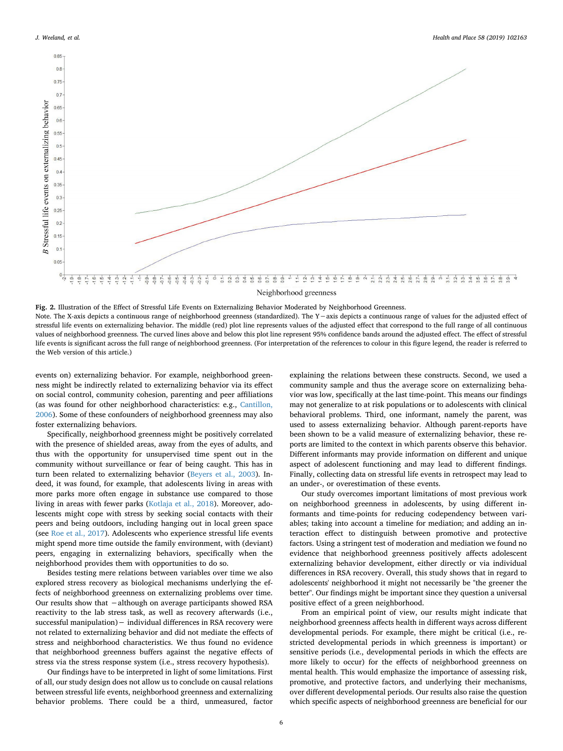**Fig. 2.** Illustration of the Effect of Stressful Life Events on Externalizing Behavior Moderated by Neighborhood Greenness.
Note. The X-axis depicts a continuous range of neighborhood greenness (standardized). The Y−axis depicts a continuous range of values for the adjusted effect of stressful life events on externalizing behavior. The middle (red) plot line represents values of the adjusted effect that correspond to the full range of all continuous values of neighborhood greenness. The curved lines above and below this plot line represent 95% confidence bands around the adjusted effect. The effect of stressful life events is significant across the full range of neighborhood greenness. (For interpretation of the references to colour in this figure legend, the reader is referred to the Web version of this article.)

events on) externalizing behavior. For example, neighborhood greenness might be indirectly related to externalizing behavior via its effect on social control, community cohesion, parenting and peer affiliations (as was found for other neighborhood characteristics: e.g., Cantillon, 2006). Some of these confounders of neighborhood greenness may also foster externalizing behaviors.

Specifically, neighborhood greenness might be positively correlated with the presence of shielded areas, away from the eyes of adults, and thus with the opportunity for unsupervised time spent out in the community without surveillance or fear of being caught. This has in turn been related to externalizing behavior (Beyers et al., 2003). Indeed, it was found, for example, that adolescents living in areas with more parks more often engage in substance use compared to those living in areas with fewer parks (Kotlaja et al., 2018). Moreover, adolescents might cope with stress by seeking social contacts with their peers and being outdoors, including hanging out in local green space (see Roe et al., 2017). Adolescents who experience stressful life events might spend more time outside the family environment, with (deviant) peers, engaging in externalizing behaviors, specifically when the neighborhood provides them with opportunities to do so.

Besides testing mere relations between variables over time we also explored stress recovery as biological mechanisms underlying the effects of neighborhood greenness on externalizing problems over time. Our results show that −although on average participants showed RSA reactivity to the lab stress task, as well as recovery afterwards (i.e., successful manipulation)− individual differences in RSA recovery were not related to externalizing behavior and did not mediate the effects of stress and neighborhood characteristics. We thus found no evidence that neighborhood greenness buffers against the negative effects of stress via the stress response system (i.e., stress recovery hypothesis).

Our findings have to be interpreted in light of some limitations. First of all, our study design does not allow us to conclude on causal relations between stressful life events, neighborhood greenness and externalizing behavior problems. There could be a third, unmeasured, factor explaining the relations between these constructs. Second, we used a community sample and thus the average score on externalizing behavior was low, specifically at the last time-point. This means our findings may not generalize to at risk populations or to adolescents with clinical behavioral problems. Third, one informant, namely the parent, was used to assess externalizing behavior. Although parent-reports have been shown to be a valid measure of externalizing behavior, these reports are limited to the context in which parents observe this behavior. Different informants may provide information on different and unique aspect of adolescent functioning and may lead to different findings. Finally, collecting data on stressful life events in retrospect may lead to an under-, or overestimation of these events.

Our study overcomes important limitations of most previous work on neighborhood greenness in adolescents, by using different informants and time-points for reducing codependency between variables; taking into account a timeline for mediation; and adding an interaction effect to distinguish between promotive and protective factors. Using a stringent test of moderation and mediation we found no evidence that neighborhood greenness positively affects adolescent externalizing behavior development, either directly or via individual differences in RSA recovery. Overall, this study shows that in regard to adolescents' neighborhood it might not necessarily be "the greener the better". Our findings might be important since they question a universal positive effect of a green neighborhood.

From an empirical point of view, our results might indicate that neighborhood greenness affects health in different ways across different developmental periods. For example, there might be critical (i.e., restricted developmental periods in which greenness is important) or sensitive periods (i.e., developmental periods in which the effects are more likely to occur) for the effects of neighborhood greenness on mental health. This would emphasize the importance of assessing risk, promotive, and protective factors, and underlying their mechanisms, over different developmental periods. Our results also raise the question which specific aspects of neighborhood greenness are beneficial for our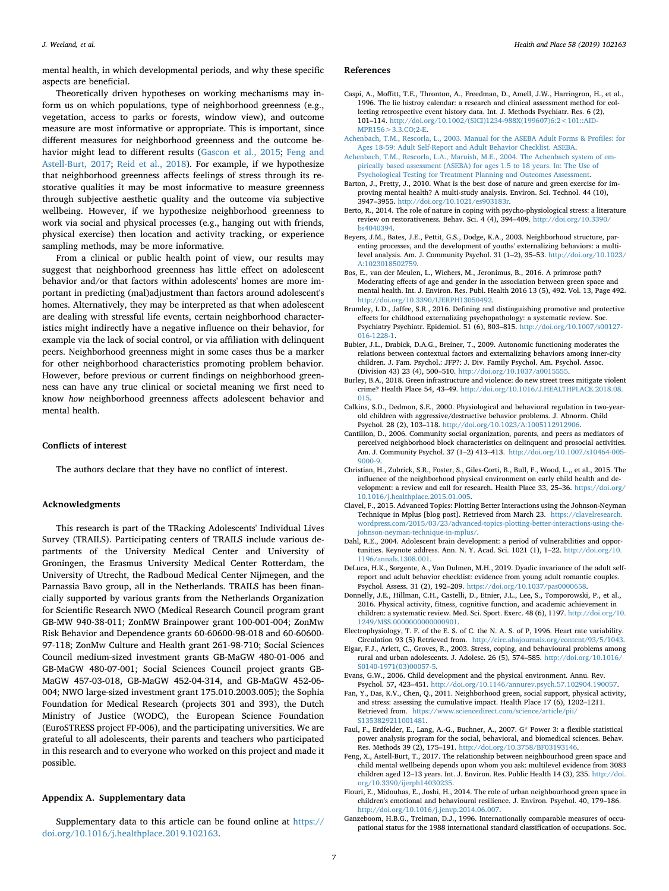mental health, in which developmental periods, and why these specific aspects are beneficial.

Theoretically driven hypotheses on working mechanisms may inform us on which populations, type of neighborhood greenness (e.g., vegetation, access to parks or forests, window view), and outcome measure are most informative or appropriate. This is important, since different measures for neighborhood greenness and the outcome behavior might lead to different results (Gascon et al., 2015; Feng and Astell-Burt, 2017; Reid et al., 2018). For example, if we hypothesize that neighborhood greenness affects feelings of stress through its restorative qualities it may be most informative to measure greenness through subjective aesthetic quality and the outcome via subjective wellbeing. However, if we hypothesize neighborhood greenness to work via social and physical processes (e.g., hanging out with friends, physical exercise) then location and activity tracking, or experience sampling methods, may be more informative.

From a clinical or public health point of view, our results may suggest that neighborhood greenness has little effect on adolescent behavior and/or that factors within adolescents' homes are more important in predicting (mal)adjustment than factors around adolescent's homes. Alternatively, they may be interpreted as that when adolescent are dealing with stressful life events, certain neighborhood characteristics might indirectly have a negative influence on their behavior, for example via the lack of social control, or via affiliation with delinquent peers. Neighborhood greenness might in some cases thus be a marker for other neighborhood characteristics promoting problem behavior. However, before previous or current findings on neighborhood greenness can have any true clinical or societal meaning we first need to know *how* neighborhood greenness affects adolescent behavior and mental health.

## Conflicts of interest

The authors declare that they have no conflict of interest.

## Acknowledgments

This research is part of the TRacking Adolescents' Individual Lives Survey (TRAILS). Participating centers of TRAILS include various departments of the University Medical Center and University of Groningen, the Erasmus University Medical Center Rotterdam, the University of Utrecht, the Radboud Medical Center Nijmegen, and the Parnassia Bavo group, all in the Netherlands. TRAILS has been financially supported by various grants from the Netherlands Organization for Scientific Research NWO (Medical Research Council program grant GB-MW 940-38-011; ZonMW Brainpower grant 100-001-004; ZonMw Risk Behavior and Dependence grants 60-60600-98-018 and 60-60600-97-118; ZonMw Culture and Health grant 261-98-710; Social Sciences Council medium-sized investment grants GB-MaGW 480-01-006 and GB-MaGW 480-07-001; Social Sciences Council project grants GB-MaGW 457-03-018, GB-MaGW 452-04-314, and GB-MaGW 452-06-004; NWO large-sized investment grant 175.010.2003.005); the Sophia Foundation for Medical Research (projects 301 and 393), the Dutch Ministry of Justice (WODC), the European Science Foundation (EuroSTRESS project FP-006), and the participating universities. We are grateful to all adolescents, their parents and teachers who participated in this research and to everyone who worked on this project and made it possible.

## Appendix A. Supplementary data

Supplementary data to this article can be found online at https://doi.org/10.1016/j.healthplace.2019.102163.

## References

Caspi, A., Moffitt, T.E., Thronton, A., Freedman, D., Amell, J.W., Harringron, H., et al., 1996. The lie histroy calendar: a research and clinical assessment method for collecting retrospective event history data. Int. J. Methods Psychiatr. Res. 6 (2), 101–114. http://doi.org/10.1002/(SICI)1234-988X(199607)6:2<101::AID-MPR156>3.3.CO;2-E.

Achenbach, T.M., Rescorla, L., 2003. Manual for the ASEBA Adult Forms & Profiles: for Ages 18-59: Adult Self-Report and Adult Behavior Checklist. ASEBA.

Achenbach, T.M., Rescorla, L.A., Maruish, M.E., 2004. The Achenbach system of empirically based assessment (ASEBA) for ages 1.5 to 18 years. In: The Use of Psychological Testing for Treatment Planning and Outcomes Assessment.

Barton, J., Pretty, J., 2010. What is the best dose of nature and green exercise for improving mental health? A multi-study analysis. Environ. Sci. Technol. 44 (10), 3947–3955. http://doi.org/10.1021/es903183r.

Berto, R., 2014. The role of nature in coping with psycho-physiological stress: a literature review on restorativeness. Behav. Sci. 4 (4), 394–409. http://doi.org/10.3390/bs4040394.

Beyers, J.M., Bates, J.E., Pettit, G.S., Dodge, K.A., 2003. Neighborhood structure, parenting processes, and the development of youths' externalizing behaviors: a multilevel analysis. Am. J. Community Psychol. 31 (1–2), 35–53. http://doi.org/10.1023/A:1023018502759.

Bos, E., van der Meulen, L., Wichers, M., Jeronimus, B., 2016. A primrose path? Moderating effects of age and gender in the association between green space and mental health. Int. J. Environ. Res. Publ. Health 2016 13 (5), 492. Vol. 13, Page 492. http://doi.org/10.3390/IJERPH13050492.

Brumley, L.D., Jaffee, S.R., 2016. Defining and distinguishing promotive and protective effects for childhood externalizing psychopathology: a systematic review. Soc. Psychiatry Psychiatr. Epidemiol. 51 (6), 803–815. http://doi.org/10.1007/s00127-016-1228-1.

Bubier, J.L., Drabick, D.A.G., Breiner, T., 2009. Autonomic functioning moderates the relations between contextual factors and externalizing behaviors among inner-city children. J. Fam. Psychol.: JFP?: J. Div. Family Psychol. Am. Psychol. Assoc. (Division 43) 23 (4), 500–510. http://doi.org/10.1037/a0015555.

Burley, B.A., 2018. Green infrastructure and violence: do new street trees mitigate violent crime? Health Place 54, 43–49. http://doi.org/10.1016/J.HEALTHPLACE.2018.08.015.

Calkins, S.D., Dedmon, S.E., 2000. Physiological and behavioral regulation in two-year-old children with aggressive/destructive behavior problems. J. Abnorm. Child Psychol. 28 (2), 103–118. http://doi.org/10.1023/A:1005112912906.

Cantillon, D., 2006. Community social organization, parents, and peers as mediators of perceived neighborhood block characteristics on delinquent and prosocial activities. Am. J. Community Psychol. 37 (1–2) 413–413. http://doi.org/10.1007/s10464-005-9000-9.

Christian, H., Zubrick, S.R., Foster, S., Giles-Corti, B., Bull, F., Wood, L.,, et al., 2015. The influence of the neighborhood physical environment on early child health and development: a review and call for research. Health Place 33, 25–36. https://doi.org/10.1016/j.healthplace.2015.01.005.

Clavel, F., 2015. Advanced Topics: Plotting Better Interactions using the Johnson-Neyman Technique in Mplus [blog post]. Retrieved from March 23. https://clavelresearch.wordpress.com/2015/03/23/advanced-topics-plotting-better-interactions-using-the-johnson-neyman-technique-in-mplus/.

Dahl, R.E., 2004. Adolescent brain development: a period of vulnerabilities and opportunities. Keynote address. Ann. N. Y. Acad. Sci. 1021 (1), 1–22. http://doi.org/10.1196/annals.1308.001.

DeLuca, H.K., Sorgente, A., Van Dulmen, M.H., 2019. Dyadic invariance of the adult self-report and adult behavior checklist: evidence from young adult romantic couples. Psychol. Assess. 31 (2), 192–209. https://doi.org/10.1037/pas0000658.

Donnelly, J.E., Hillman, C.H., Castelli, D., Etnier, J.L., Lee, S., Tomporowski, P., et al., 2016. Physical activity, fitness, cognitive function, and academic achievement in children: a systematic review. Med. Sci. Sport. Exerc. 48 (6), 1197. http://doi.org/10.1249/MSS.0000000000000901.

Electrophysiology, T. F. of the E. S. of C. the N. A. S. of P, 1996. Heart rate variability. Circulation 93 (5) Retrieved from. http://circ.ahajournals.org/content/93/5/1043.

Elgar, F.J., Arlett, C., Groves, R., 2003. Stress, coping, and behavioral problems among rural and urban adolescents. J. Adolesc. 26 (5), 574–585. http://doi.org/10.1016/S0140-1971(03)00057-5.

Evans, G.W., 2006. Child development and the physical environment. Annu. Rev. Psychol. 57, 423–451. http://doi.org/10.1146/annurev.psych.57.102904.190057.

Fan, Y., Das, K.V., Chen, Q., 2011. Neighborhood green, social support, physical activity, and stress: assessing the cumulative impact. Health Place 17 (6), 1202–1211. Retrieved from. https://www.sciencedirect.com/science/article/pii/S1353829211001481.

Faul, F., Erdfelder, E., Lang, A.-G., Buchner, A., 2007. G* Power 3: a flexible statistical power analysis program for the social, behavioral, and biomedical sciences. Behav. Res. Methods 39 (2), 175–191. http://doi.org/10.3758/BF03193146.

Feng, X., Astell-Burt, T., 2017. The relationship between neighbourhood green space and child mental wellbeing depends upon whom you ask: multilevel evidence from 3083 children aged 12–13 years. Int. J. Environ. Res. Public Health 14 (3), 235. http://doi.org/10.3390/ijerph14030235.

Flouri, E., Midouhas, E., Joshi, H., 2014. The role of urban neighbourhood green space in children's emotional and behavioural resilience. J. Environ. Psychol. 40, 179–186. http://doi.org/10.1016/j.jenvp.2014.06.007.

Ganzeboom, H.B.G., Treiman, D.J., 1996. Internationally comparable measures of occupational status for the 1988 international standard classification of occupations. Soc.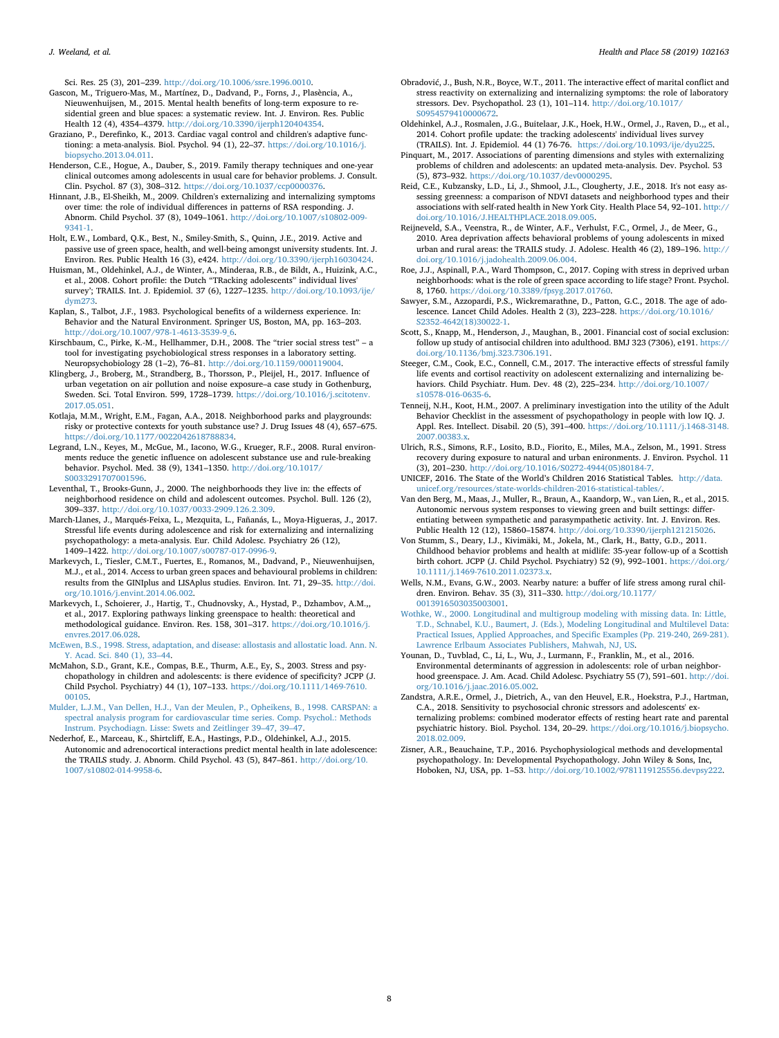Sci. Res. 25 (3), 201–239. http://doi.org/10.1006/ssre.1996.0010.

Gascon, M., Triguero-Mas, M., Martínez, D., Dadvand, P., Forns, J., Plasència, A., Nieuwenhuijsen, M., 2015. Mental health benefits of long-term exposure to residential green and blue spaces: a systematic review. Int. J. Environ. Res. Public Health 12 (4), 4354–4379. http://doi.org/10.3390/ijerph120404354.

Graziano, P., Derefinko, K., 2013. Cardiac vagal control and children's adaptive functioning: a meta-analysis. Biol. Psychol. 94 (1), 22–37. https://doi.org/10.1016/j.biopsycho.2013.04.011.

Henderson, C.E., Hogue, A., Dauber, S., 2019. Family therapy techniques and one-year clinical outcomes among adolescents in usual care for behavior problems. J. Consult. Clin. Psychol. 87 (3), 308–312. https://doi.org/10.1037/ccp0000376.

Hinnant, J.B., El-Sheikh, M., 2009. Children's externalizing and internalizing symptoms over time: the role of individual differences in patterns of RSA responding. J. Abnorm. Child Psychol. 37 (8), 1049–1061. http://doi.org/10.1007/s10802-009-9341-1.

Holt, E.W., Lombard, Q.K., Best, N., Smiley-Smith, S., Quinn, J.E., 2019. Active and passive use of green space, health, and well-being amongst university students. Int. J. Environ. Res. Public Health 16 (3), e424. http://doi.org/10.3390/ijerph16030424.

Huisman, M., Oldehinkel, A.J., de Winter, A., Minderaa, R.B., de Bildt, A., Huizink, A.C., et al., 2008. Cohort profile: the Dutch "TRacking adolescents" individual lives' survey'; TRAILS. Int. J. Epidemiol. 37 (6), 1227–1235. http://doi.org/10.1093/ije/dym273.

Kaplan, S., Talbot, J.F., 1983. Psychological benefits of a wilderness experience. In: Behavior and the Natural Environment. Springer US, Boston, MA, pp. 163–203. http://doi.org/10.1007/978-1-4613-3539-9_6.

Kirschbaum, C., Pirke, K.-M., Hellhammer, D.H., 2008. The "trier social stress test" – a tool for investigating psychobiological stress responses in a laboratory setting. Neuropsychobiology 28 (1–2), 76–81. http://doi.org/10.1159/000119004.

Klingberg, J., Broberg, M., Strandberg, B., Thorsson, P., Pleijel, H., 2017. Influence of urban vegetation on air pollution and noise exposure–a case study in Gothenburg, Sweden. Sci. Total Environ. 599, 1728–1739. https://doi.org/10.1016/j.scitotenv.2017.05.051.

Kotlaja, M.M., Wright, E.M., Fagan, A.A., 2018. Neighborhood parks and playgrounds: risky or protective contexts for youth substance use? J. Drug Issues 48 (4), 657–675. https://doi.org/10.1177/0022042618788834.

Legrand, L.N., Keyes, M., McGue, M., Iacono, W.G., Krueger, R.F., 2008. Rural environments reduce the genetic influence on adolescent substance use and rule-breaking behavior. Psychol. Med. 38 (9), 1341–1350. http://doi.org/10.1017/S0033291707001596.

Leventhal, T., Brooks-Gunn, J., 2000. The neighborhoods they live in: the effects of neighborhood residence on child and adolescent outcomes. Psychol. Bull. 126 (2), 309–337. http://doi.org/10.1037/0033-2909.126.2.309.

March-Llanes, J., Marqués-Feixa, L., Mezquita, L., Fañanás, L., Moya-Higueras, J., 2017. Stressful life events during adolescence and risk for externalizing and internalizing psychopathology: a meta-analysis. Eur. Child Adolesc. Psychiatry 26 (12), 1409–1422. http://doi.org/10.1007/s00787-017-0996-9.

Markevych, I., Tiesler, C.M.T., Fuertes, E., Romanos, M., Dadvand, P., Nieuwenhuijsen, M.J., et al., 2014. Access to urban green spaces and behavioural problems in children: results from the GINIplus and LISAplus studies. Environ. Int. 71, 29–35. http://doi.org/10.1016/j.envint.2014.06.002.

Markevych, I., Schoierer, J., Hartig, T., Chudnovsky, A., Hystad, P., Dzhambov, A.M.,, et al., 2017. Exploring pathways linking greenspace to health: theoretical and methodological guidance. Environ. Res. 158, 301–317. https://doi.org/10.1016/j.envres.2017.06.028.

McEwen, B.S., 1998. Stress, adaptation, and disease: allostasis and allostatic load. Ann. N. Y. Acad. Sci. 840 (1), 33–44.

McMahon, S.D., Grant, K.E., Compas, B.E., Thurm, A.E., Ey, S., 2003. Stress and psychopathology in children and adolescents: is there evidence of specificity? JCPP (J. Child Psychol. Psychiatry) 44 (1), 107–133. https://doi.org/10.1111/1469-7610.00105.

Mulder, L.J.M., Van Dellen, H.J., Van der Meulen, P., Opheikens, B., 1998. CARSPAN: a spectral analysis program for cardiovascular time series. Comp. Psychol.: Methods Instrum. Psychodiagn. Lisse: Swets and Zeitlinger 39–47, 39–47.

Nederhof, E., Marceau, K., Shirtcliff, E.A., Hastings, P.D., Oldehinkel, A.J., 2015. Autonomic and adrenocortical interactions predict mental health in late adolescence: the TRAILS study. J. Abnorm. Child Psychol. 43 (5), 847–861. http://doi.org/10.1007/s10802-014-9958-6.

Obradović, J., Bush, N.R., Boyce, W.T., 2011. The interactive effect of marital conflict and stress reactivity on externalizing and internalizing symptoms: the role of laboratory stressors. Dev. Psychopathol. 23 (1), 101–114. http://doi.org/10.1017/S0954579410000672.

Oldehinkel, A.J., Rosmalen, J.G., Buitelaar, J.K., Hoek, H.W., Ormel, J., Raven, D.,, et al., 2014. Cohort profile update: the tracking adolescents' individual lives survey (TRAILS). Int. J. Epidemiol. 44 (1) 76-76. https://doi.org/10.1093/ije/dyu225.

Pinquart, M., 2017. Associations of parenting dimensions and styles with externalizing problems of children and adolescents: an updated meta-analysis. Dev. Psychol. 53 (5), 873–932. https://doi.org/10.1037/dev0000295.

Reid, C.E., Kubzansky, L.D., Li, J., Shmool, J.L., Clougherty, J.E., 2018. It's not easy assessing greenness: a comparison of NDVI datasets and neighborhood types and their associations with self-rated health in New York City. Health Place 54, 92–101. http://doi.org/10.1016/J.HEALTHPLACE.2018.09.005.

Reijneveld, S.A., Veenstra, R., de Winter, A.F., Verhulst, F.C., Ormel, J., de Meer, G., 2010. Area deprivation affects behavioral problems of young adolescents in mixed urban and rural areas: the TRAILS study. J. Adolesc. Health 46 (2), 189–196. http://doi.org/10.1016/j.jadohealth.2009.06.004.

Roe, J.J., Aspinall, P.A., Ward Thompson, C., 2017. Coping with stress in deprived urban neighborhoods: what is the role of green space according to life stage? Front. Psychol. 8, 1760. https://doi.org/10.3389/fpsyg.2017.01760.

Sawyer, S.M., Azzopardi, P.S., Wickremarathne, D., Patton, G.C., 2018. The age of adolescence. Lancet Child Adoles. Health 2 (3), 223–228. https://doi.org/10.1016/S2352-4642(18)30022-1.

Scott, S., Knapp, M., Henderson, J., Maughan, B., 2001. Financial cost of social exclusion: follow up study of antisocial children into adulthood. BMJ 323 (7306), e191. https://doi.org/10.1136/bmj.323.7306.191.

Steeger, C.M., Cook, E.C., Connell, C.M., 2017. The interactive effects of stressful family life events and cortisol reactivity on adolescent externalizing and internalizing behaviors. Child Psychiatr. Hum. Dev. 48 (2), 225–234. http://doi.org/10.1007/s10578-016-0635-6.

Tenneij, N.H., Koot, H.M., 2007. A preliminary investigation into the utility of the Adult Behavior Checklist in the assessment of psychopathology in people with low IQ. J. Appl. Res. Intellect. Disabil. 20 (5), 391–400. https://doi.org/10.1111/j.1468-3148.2007.00383.x.

Ulrich, R.S., Simons, R.F., Losito, B.D., Fiorito, E., Miles, M.A., Zelson, M., 1991. Stress recovery during exposure to natural and urban enironments. J. Environ. Psychol. 11 (3), 201–230. http://doi.org/10.1016/S0272-4944(05)80184-7.

UNICEF, 2016. The State of the World's Children 2016 Statistical Tables. http://data.unicef.org/resources/state-worlds-children-2016-statistical-tables/.

Van den Berg, M., Maas, J., Muller, R., Braun, A., Kaandorp, W., van Lien, R., et al., 2015. Autonomic nervous system responses to viewing green and built settings: differentiating between sympathetic and parasympathetic activity. Int. J. Environ. Res. Public Health 12 (12), 15860–15874. http://doi.org/10.3390/ijerph121215026.

Von Stumm, S., Deary, I.J., Kivimäki, M., Jokela, M., Clark, H., Batty, G.D., 2011. Childhood behavior problems and health at midlife: 35-year follow-up of a Scottish birth cohort. JCPP (J. Child Psychol. Psychiatry) 52 (9), 992–1001. https://doi.org/10.1111/j.1469-7610.2011.02373.x.

Wells, N.M., Evans, G.W., 2003. Nearby nature: a buffer of life stress among rural children. Environ. Behav. 35 (3), 311–330. http://doi.org/10.1177/0013916503035003001.

Wothke, W., 2000. Longitudinal and multigroup modeling with missing data. In: Little, T.D., Schnabel, K.U., Baumert, J. (Eds.), Modeling Longitudinal and Multilevel Data: Practical Issues, Applied Approaches, and Specific Examples (Pp. 219-240, 269-281). Lawrence Erlbaum Associates Publishers, Mahwah, NJ, US.

Younan, D., Tuvblad, C., Li, L., Wu, J., Lurmann, F., Franklin, M., et al., 2016. Environmental determinants of aggression in adolescents: role of urban neighborhood greenspace. J. Am. Acad. Child Adolesc. Psychiatry 55 (7), 591–601. http://doi.org/10.1016/j.jaac.2016.05.002.

Zandstra, A.R.E., Ormel, J., Dietrich, A., van den Heuvel, E.R., Hoekstra, P.J., Hartman, C.A., 2018. Sensitivity to psychosocial chronic stressors and adolescents' externalizing problems: combined moderator effects of resting heart rate and parental psychiatric history. Biol. Psychol. 134, 20–29. https://doi.org/10.1016/j.biopsycho.2018.02.009.

Zisner, A.R., Beauchaine, T.P., 2016. Psychophysiological methods and developmental psychopathology. In: Developmental Psychopathology. John Wiley & Sons, Inc, Hoboken, NJ, USA, pp. 1–53. http://doi.org/10.1002/9781119125556.devpsy222.